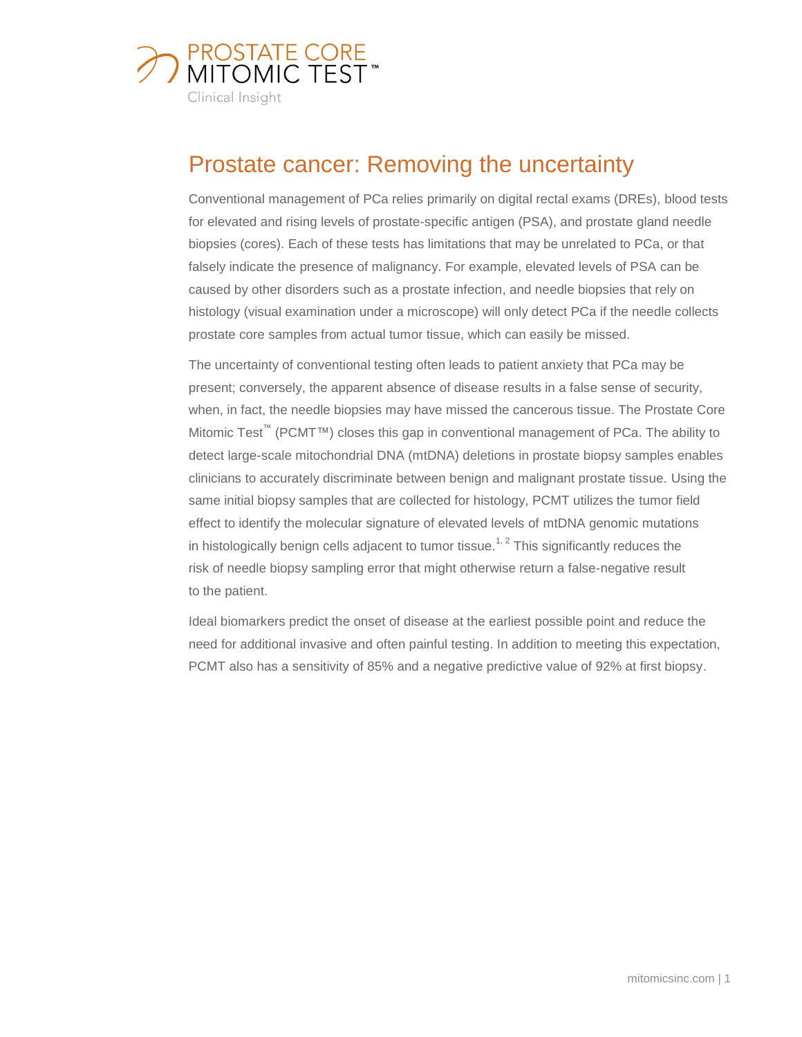PROSTATE CORE
MITOMIC TEST™
Clinical Insight

# Prostate cancer: Removing the uncertainty

Conventional management of PCa relies primarily on digital rectal exams (DREs), blood tests for elevated and rising levels of prostate-specific antigen (PSA), and prostate gland needle biopsies (cores). Each of these tests has limitations that may be unrelated to PCa, or that falsely indicate the presence of malignancy. For example, elevated levels of PSA can be caused by other disorders such as a prostate infection, and needle biopsies that rely on histology (visual examination under a microscope) will only detect PCa if the needle collects prostate core samples from actual tumor tissue, which can easily be missed.

The uncertainty of conventional testing often leads to patient anxiety that PCa may be present; conversely, the apparent absence of disease results in a false sense of security, when, in fact, the needle biopsies may have missed the cancerous tissue. The Prostate Core Mitomic Test™ (PCMT™) closes this gap in conventional management of PCa. The ability to detect large-scale mitochondrial DNA (mtDNA) deletions in prostate biopsy samples enables clinicians to accurately discriminate between benign and malignant prostate tissue. Using the same initial biopsy samples that are collected for histology, PCMT utilizes the tumor field effect to identify the molecular signature of elevated levels of mtDNA genomic mutations in histologically benign cells adjacent to tumor tissue.[1, 2] This significantly reduces the risk of needle biopsy sampling error that might otherwise return a false-negative result to the patient.

Ideal biomarkers predict the onset of disease at the earliest possible point and reduce the need for additional invasive and often painful testing. In addition to meeting this expectation, PCMT also has a sensitivity of 85% and a negative predictive value of 92% at first biopsy.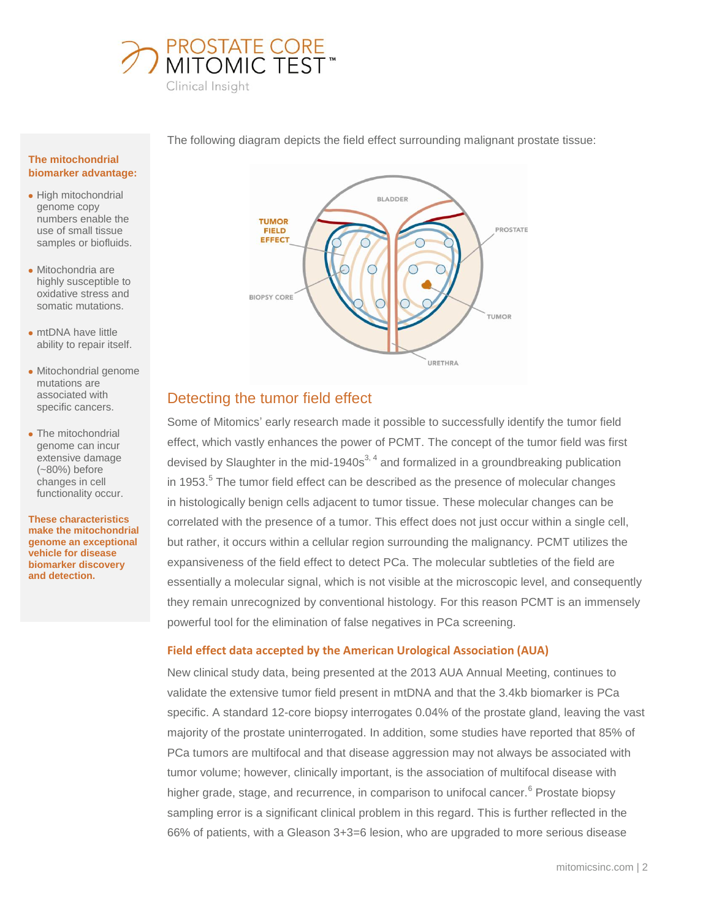**PROSTATE CORE MITOMIC TEST™**

Clinical Insight

**The mitochondrial biomarker advantage:**

- High mitochondrial genome copy numbers enable the use of small tissue samples or biofluids.
- Mitochondria are highly susceptible to oxidative stress and somatic mutations.
- mtDNA have little ability to repair itself.
- Mitochondrial genome mutations are associated with specific cancers.
- The mitochondrial genome can incur extensive damage (~80%) before changes in cell functionality occur.

**These characteristics make the mitochondrial genome an exceptional vehicle for disease biomarker discovery and detection.**

The following diagram depicts the field effect surrounding malignant prostate tissue:

BLADDER

TUMOR FIELD EFFECT

PROSTATE

BIOPSY CORE

TUMOR

URETHRA

## Detecting the tumor field effect

Some of Mitomics' early research made it possible to successfully identify the tumor field effect, which vastly enhances the power of PCMT. The concept of the tumor field was first devised by Slaughter in the mid-1940s[3, 4] and formalized in a groundbreaking publication in 1953.[5] The tumor field effect can be described as the presence of molecular changes in histologically benign cells adjacent to tumor tissue. These molecular changes can be correlated with the presence of a tumor. This effect does not just occur within a single cell, but rather, it occurs within a cellular region surrounding the malignancy. PCMT utilizes the expansiveness of the field effect to detect PCa. The molecular subtleties of the field are essentially a molecular signal, which is not visible at the microscopic level, and consequently they remain unrecognized by conventional histology. For this reason PCMT is an immensely powerful tool for the elimination of false negatives in PCa screening.

### Field effect data accepted by the American Urological Association (AUA)

New clinical study data, being presented at the 2013 AUA Annual Meeting, continues to validate the extensive tumor field present in mtDNA and that the 3.4kb biomarker is PCa specific. A standard 12-core biopsy interrogates 0.04% of the prostate gland, leaving the vast majority of the prostate uninterrogated. In addition, some studies have reported that 85% of PCa tumors are multifocal and that disease aggression may not always be associated with tumor volume; however, clinically important, is the association of multifocal disease with higher grade, stage, and recurrence, in comparison to unifocal cancer.[6] Prostate biopsy sampling error is a significant clinical problem in this regard. This is further reflected in the 66% of patients, with a Gleason 3+3=6 lesion, who are upgraded to more serious disease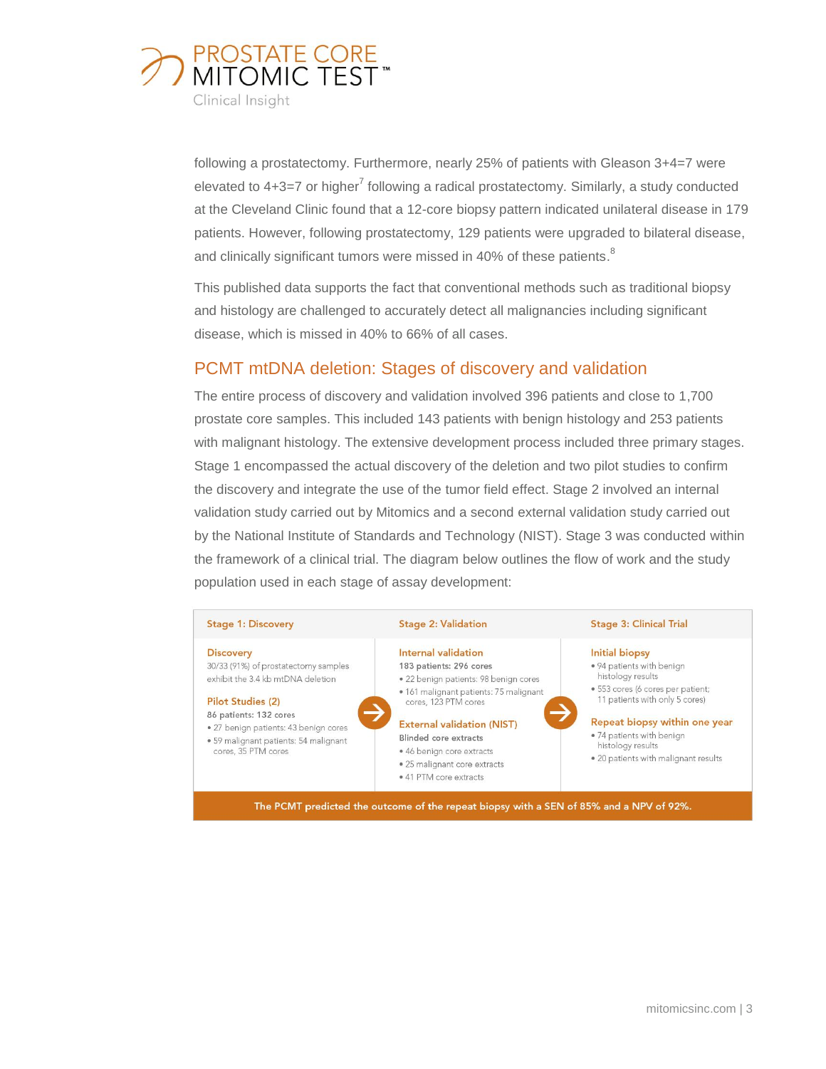following a prostatectomy. Furthermore, nearly 25% of patients with Gleason 3+4=7 were elevated to 4+3=7 or higher[7] following a radical prostatectomy. Similarly, a study conducted at the Cleveland Clinic found that a 12-core biopsy pattern indicated unilateral disease in 179 patients. However, following prostatectomy, 129 patients were upgraded to bilateral disease, and clinically significant tumors were missed in 40% of these patients.[8]

This published data supports the fact that conventional methods such as traditional biopsy and histology are challenged to accurately detect all malignancies including significant disease, which is missed in 40% to 66% of all cases.

## PCMT mtDNA deletion: Stages of discovery and validation

The entire process of discovery and validation involved 396 patients and close to 1,700 prostate core samples. This included 143 patients with benign histology and 253 patients with malignant histology. The extensive development process included three primary stages. Stage 1 encompassed the actual discovery of the deletion and two pilot studies to confirm the discovery and integrate the use of the tumor field effect. Stage 2 involved an internal validation study carried out by Mitomics and a second external validation study carried out by the National Institute of Standards and Technology (NIST). Stage 3 was conducted within the framework of a clinical trial. The diagram below outlines the flow of work and the study population used in each stage of assay development:

| Stage 1: Discovery | Stage 2: Validation | Stage 3: Clinical Trial |
|---|---|---|
| **Discovery**<br>30/33 (91%) of prostatectomy samples exhibit the 3.4 kb mtDNA deletion<br><br>**Pilot Studies (2)**<br>86 patients: 132 cores<br>• 27 benign patients: 43 benign cores<br>• 59 malignant patients: 54 malignant cores, 35 PTM cores | **Internal validation**<br>183 patients: 296 cores<br>• 22 benign patients: 98 benign cores<br>• 161 malignant patients: 75 malignant cores, 123 PTM cores<br><br>**External validation (NIST)**<br>Blinded core extracts<br>• 46 benign core extracts<br>• 25 malignant core extracts<br>• 41 PTM core extracts | **Initial biopsy**<br>• 94 patients with benign histology results<br>• 553 cores (6 cores per patient; 11 patients with only 5 cores)<br><br>**Repeat biopsy within one year**<br>• 74 patients with benign histology results<br>• 20 patients with malignant results |

The PCMT predicted the outcome of the repeat biopsy with a SEN of 85% and a NPV of 92%.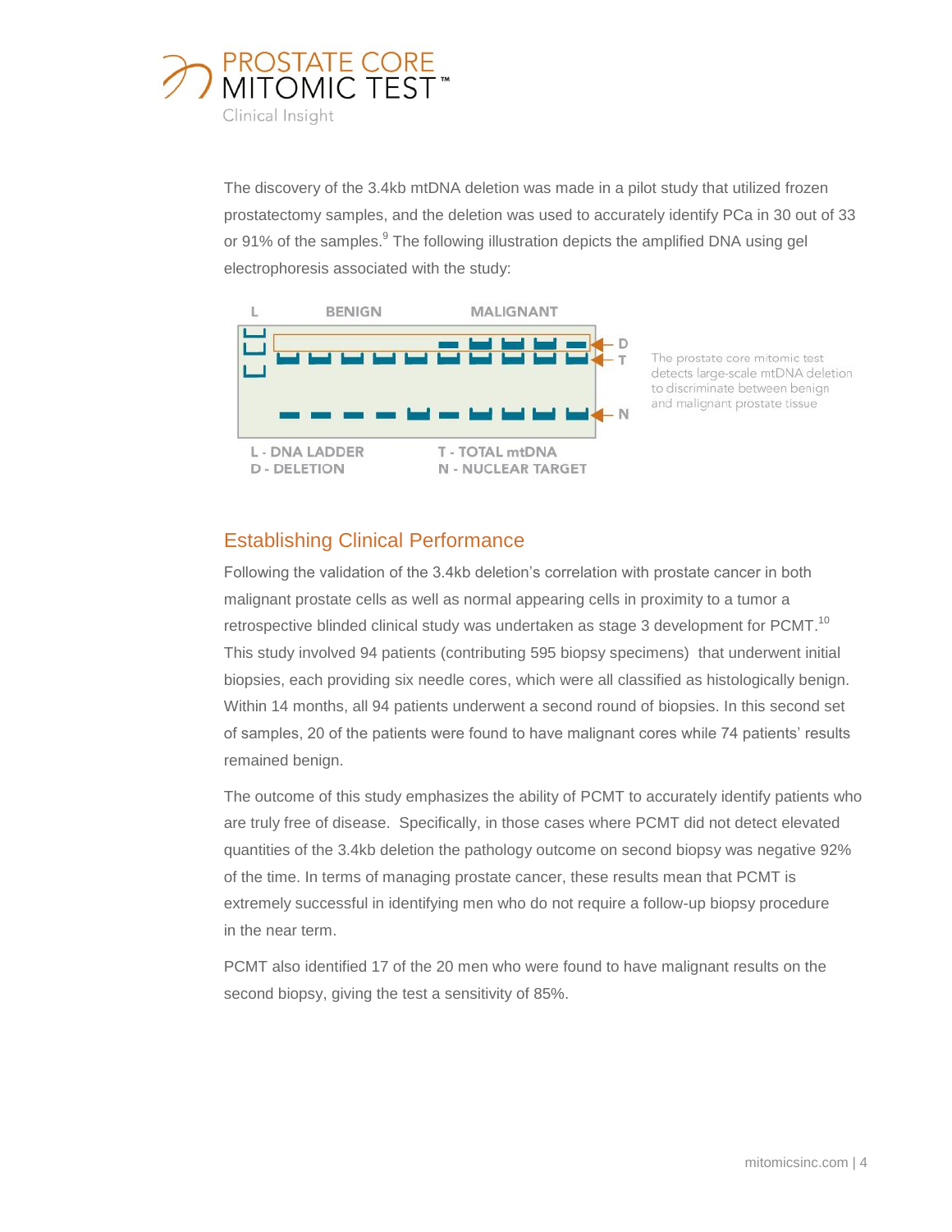The discovery of the 3.4kb mtDNA deletion was made in a pilot study that utilized frozen prostatectomy samples, and the deletion was used to accurately identify PCa in 30 out of 33 or 91% of the samples.[9] The following illustration depicts the amplified DNA using gel electrophoresis associated with the study:

L BENIGN MALIGNANT

D
T
N

L - DNA LADDER
D - DELETION
T - TOTAL mtDNA
N - NUCLEAR TARGET

The prostate core mitomic test detects large-scale mtDNA deletion to discriminate between benign and malignant prostate tissue

## Establishing Clinical Performance

Following the validation of the 3.4kb deletion's correlation with prostate cancer in both malignant prostate cells as well as normal appearing cells in proximity to a tumor a retrospective blinded clinical study was undertaken as stage 3 development for PCMT.[10] This study involved 94 patients (contributing 595 biopsy specimens) that underwent initial biopsies, each providing six needle cores, which were all classified as histologically benign. Within 14 months, all 94 patients underwent a second round of biopsies. In this second set of samples, 20 of the patients were found to have malignant cores while 74 patients' results remained benign.

The outcome of this study emphasizes the ability of PCMT to accurately identify patients who are truly free of disease. Specifically, in those cases where PCMT did not detect elevated quantities of the 3.4kb deletion the pathology outcome on second biopsy was negative 92% of the time. In terms of managing prostate cancer, these results mean that PCMT is extremely successful in identifying men who do not require a follow-up biopsy procedure in the near term.

PCMT also identified 17 of the 20 men who were found to have malignant results on the second biopsy, giving the test a sensitivity of 85%.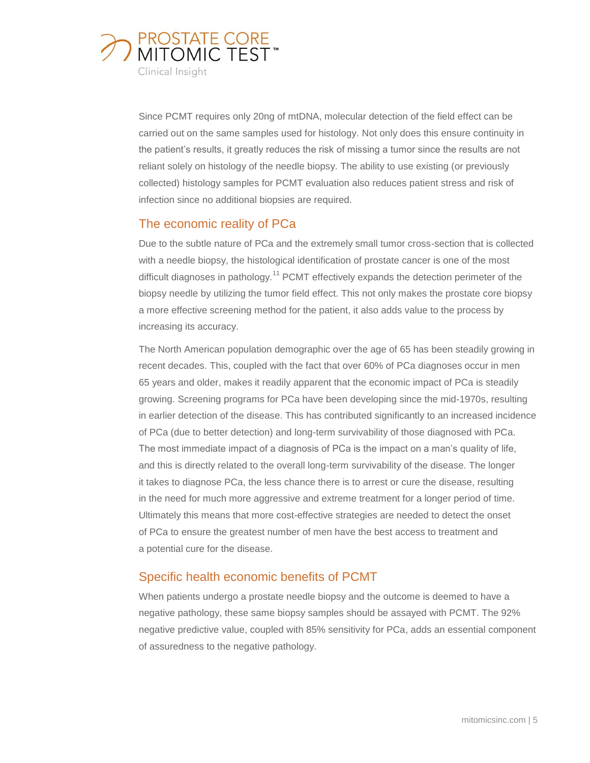Since PCMT requires only 20ng of mtDNA, molecular detection of the field effect can be carried out on the same samples used for histology. Not only does this ensure continuity in the patient's results, it greatly reduces the risk of missing a tumor since the results are not reliant solely on histology of the needle biopsy. The ability to use existing (or previously collected) histology samples for PCMT evaluation also reduces patient stress and risk of infection since no additional biopsies are required.

## The economic reality of PCa

Due to the subtle nature of PCa and the extremely small tumor cross-section that is collected with a needle biopsy, the histological identification of prostate cancer is one of the most difficult diagnoses in pathology.[11] PCMT effectively expands the detection perimeter of the biopsy needle by utilizing the tumor field effect. This not only makes the prostate core biopsy a more effective screening method for the patient, it also adds value to the process by increasing its accuracy.

The North American population demographic over the age of 65 has been steadily growing in recent decades. This, coupled with the fact that over 60% of PCa diagnoses occur in men 65 years and older, makes it readily apparent that the economic impact of PCa is steadily growing. Screening programs for PCa have been developing since the mid-1970s, resulting in earlier detection of the disease. This has contributed significantly to an increased incidence of PCa (due to better detection) and long-term survivability of those diagnosed with PCa. The most immediate impact of a diagnosis of PCa is the impact on a man's quality of life, and this is directly related to the overall long-term survivability of the disease. The longer it takes to diagnose PCa, the less chance there is to arrest or cure the disease, resulting in the need for much more aggressive and extreme treatment for a longer period of time. Ultimately this means that more cost-effective strategies are needed to detect the onset of PCa to ensure the greatest number of men have the best access to treatment and a potential cure for the disease.

## Specific health economic benefits of PCMT

When patients undergo a prostate needle biopsy and the outcome is deemed to have a negative pathology, these same biopsy samples should be assayed with PCMT. The 92% negative predictive value, coupled with 85% sensitivity for PCa, adds an essential component of assuredness to the negative pathology.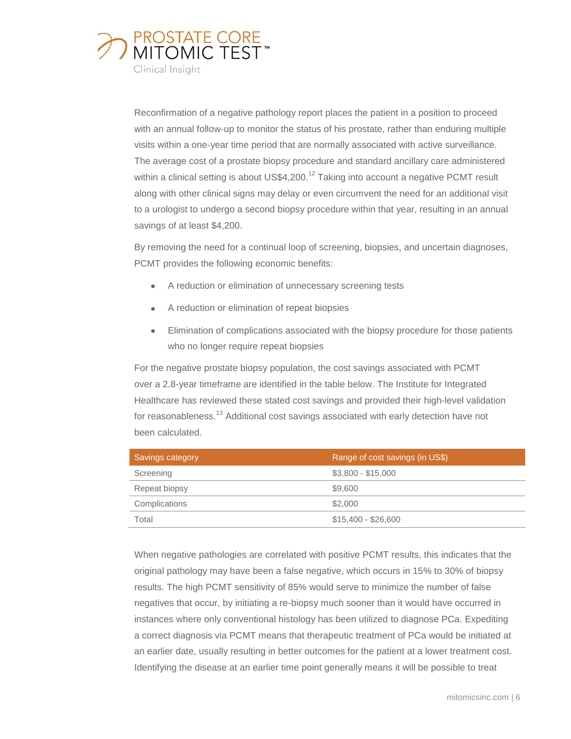Reconfirmation of a negative pathology report places the patient in a position to proceed with an annual follow-up to monitor the status of his prostate, rather than enduring multiple visits within a one-year time period that are normally associated with active surveillance. The average cost of a prostate biopsy procedure and standard ancillary care administered within a clinical setting is about US$4,200.[12] Taking into account a negative PCMT result along with other clinical signs may delay or even circumvent the need for an additional visit to a urologist to undergo a second biopsy procedure within that year, resulting in an annual savings of at least $4,200.

By removing the need for a continual loop of screening, biopsies, and uncertain diagnoses, PCMT provides the following economic benefits:

- A reduction or elimination of unnecessary screening tests
- A reduction or elimination of repeat biopsies
- Elimination of complications associated with the biopsy procedure for those patients who no longer require repeat biopsies

For the negative prostate biopsy population, the cost savings associated with PCMT over a 2.8-year timeframe are identified in the table below. The Institute for Integrated Healthcare has reviewed these stated cost savings and provided their high-level validation for reasonableness.[13] Additional cost savings associated with early detection have not been calculated.

| Savings category | Range of cost savings (in US$) |
|---|---|
| Screening | $3,800 - $15,000 |
| Repeat biopsy | $9,600 |
| Complications | $2,000 |
| Total | $15,400 - $26,600 |

When negative pathologies are correlated with positive PCMT results, this indicates that the original pathology may have been a false negative, which occurs in 15% to 30% of biopsy results. The high PCMT sensitivity of 85% would serve to minimize the number of false negatives that occur, by initiating a re-biopsy much sooner than it would have occurred in instances where only conventional histology has been utilized to diagnose PCa. Expediting a correct diagnosis via PCMT means that therapeutic treatment of PCa would be initiated at an earlier date, usually resulting in better outcomes for the patient at a lower treatment cost. Identifying the disease at an earlier time point generally means it will be possible to treat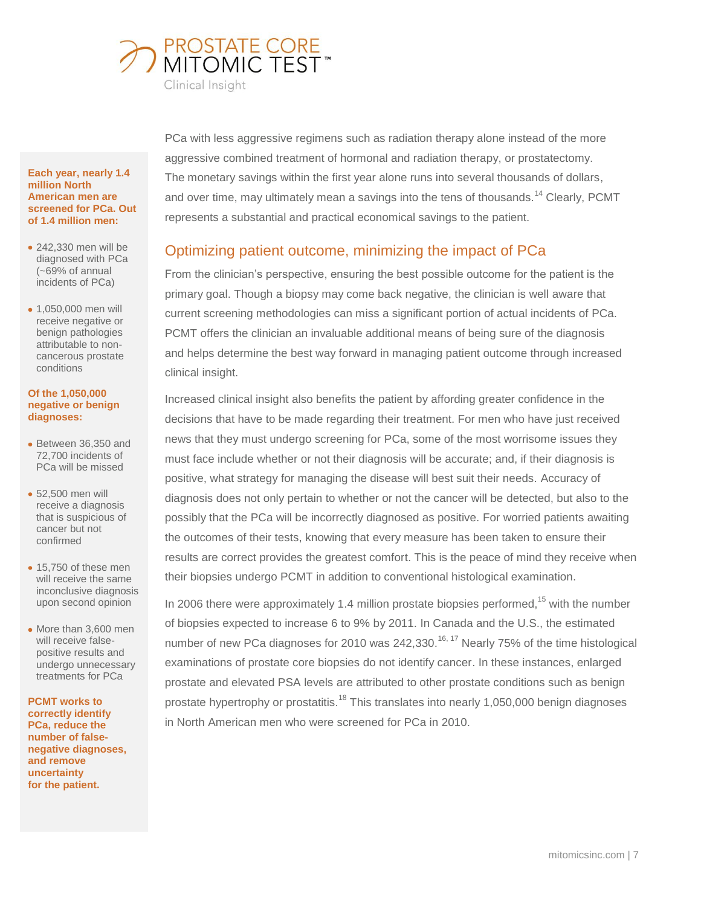PCa with less aggressive regimens such as radiation therapy alone instead of the more aggressive combined treatment of hormonal and radiation therapy, or prostatectomy. The monetary savings within the first year alone runs into several thousands of dollars, and over time, may ultimately mean a savings into the tens of thousands.[14] Clearly, PCMT represents a substantial and practical economical savings to the patient.

## Optimizing patient outcome, minimizing the impact of PCa

From the clinician's perspective, ensuring the best possible outcome for the patient is the primary goal. Though a biopsy may come back negative, the clinician is well aware that current screening methodologies can miss a significant portion of actual incidents of PCa. PCMT offers the clinician an invaluable additional means of being sure of the diagnosis and helps determine the best way forward in managing patient outcome through increased clinical insight.

Increased clinical insight also benefits the patient by affording greater confidence in the decisions that have to be made regarding their treatment. For men who have just received news that they must undergo screening for PCa, some of the most worrisome issues they must face include whether or not their diagnosis will be accurate; and, if their diagnosis is positive, what strategy for managing the disease will best suit their needs. Accuracy of diagnosis does not only pertain to whether or not the cancer will be detected, but also to the possibly that the PCa will be incorrectly diagnosed as positive. For worried patients awaiting the outcomes of their tests, knowing that every measure has been taken to ensure their results are correct provides the greatest comfort. This is the peace of mind they receive when their biopsies undergo PCMT in addition to conventional histological examination.

In 2006 there were approximately 1.4 million prostate biopsies performed,[15] with the number of biopsies expected to increase 6 to 9% by 2011. In Canada and the U.S., the estimated number of new PCa diagnoses for 2010 was 242,330.[16, 17] Nearly 75% of the time histological examinations of prostate core biopsies do not identify cancer. In these instances, enlarged prostate and elevated PSA levels are attributed to other prostate conditions such as benign prostate hypertrophy or prostatitis.[18] This translates into nearly 1,050,000 benign diagnoses in North American men who were screened for PCa in 2010.

**Each year, nearly 1.4 million North American men are screened for PCa. Out of 1.4 million men:**

- 242,330 men will be diagnosed with PCa (~69% of annual incidents of PCa)
- 1,050,000 men will receive negative or benign pathologies attributable to non-cancerous prostate conditions

**Of the 1,050,000 negative or benign diagnoses:**

- Between 36,350 and 72,700 incidents of PCa will be missed
- 52,500 men will receive a diagnosis that is suspicious of cancer but not confirmed
- 15,750 of these men will receive the same inconclusive diagnosis upon second opinion
- More than 3,600 men will receive false-positive results and undergo unnecessary treatments for PCa

**PCMT works to correctly identify PCa, reduce the number of false-negative diagnoses, and remove uncertainty for the patient.**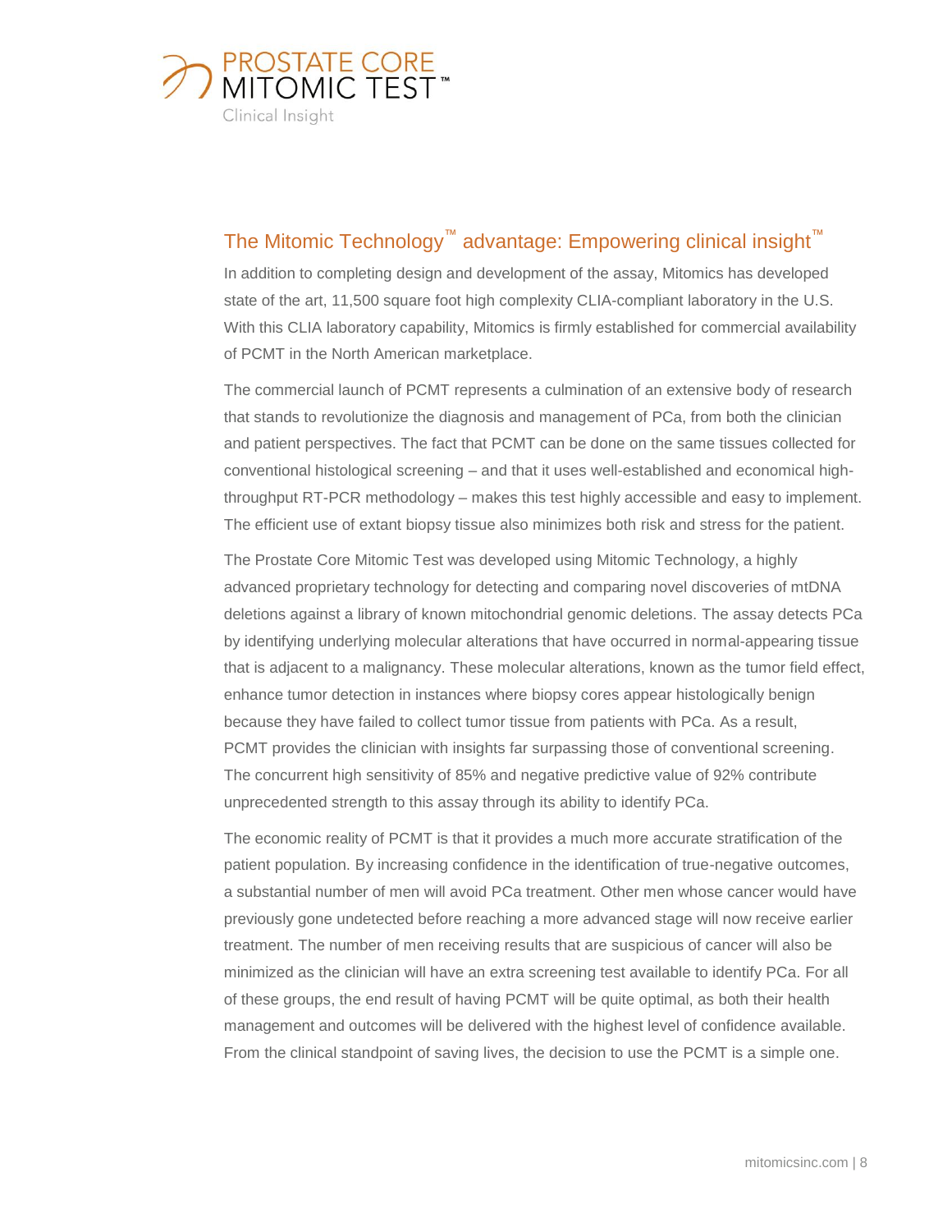## The Mitomic Technology™ advantage: Empowering clinical insight™

In addition to completing design and development of the assay, Mitomics has developed state of the art, 11,500 square foot high complexity CLIA-compliant laboratory in the U.S. With this CLIA laboratory capability, Mitomics is firmly established for commercial availability of PCMT in the North American marketplace.

The commercial launch of PCMT represents a culmination of an extensive body of research that stands to revolutionize the diagnosis and management of PCa, from both the clinician and patient perspectives. The fact that PCMT can be done on the same tissues collected for conventional histological screening – and that it uses well-established and economical high-throughput RT-PCR methodology – makes this test highly accessible and easy to implement. The efficient use of extant biopsy tissue also minimizes both risk and stress for the patient.

The Prostate Core Mitomic Test was developed using Mitomic Technology, a highly advanced proprietary technology for detecting and comparing novel discoveries of mtDNA deletions against a library of known mitochondrial genomic deletions. The assay detects PCa by identifying underlying molecular alterations that have occurred in normal-appearing tissue that is adjacent to a malignancy. These molecular alterations, known as the tumor field effect, enhance tumor detection in instances where biopsy cores appear histologically benign because they have failed to collect tumor tissue from patients with PCa. As a result, PCMT provides the clinician with insights far surpassing those of conventional screening. The concurrent high sensitivity of 85% and negative predictive value of 92% contribute unprecedented strength to this assay through its ability to identify PCa.

The economic reality of PCMT is that it provides a much more accurate stratification of the patient population. By increasing confidence in the identification of true-negative outcomes, a substantial number of men will avoid PCa treatment. Other men whose cancer would have previously gone undetected before reaching a more advanced stage will now receive earlier treatment. The number of men receiving results that are suspicious of cancer will also be minimized as the clinician will have an extra screening test available to identify PCa. For all of these groups, the end result of having PCMT will be quite optimal, as both their health management and outcomes will be delivered with the highest level of confidence available. From the clinical standpoint of saving lives, the decision to use the PCMT is a simple one.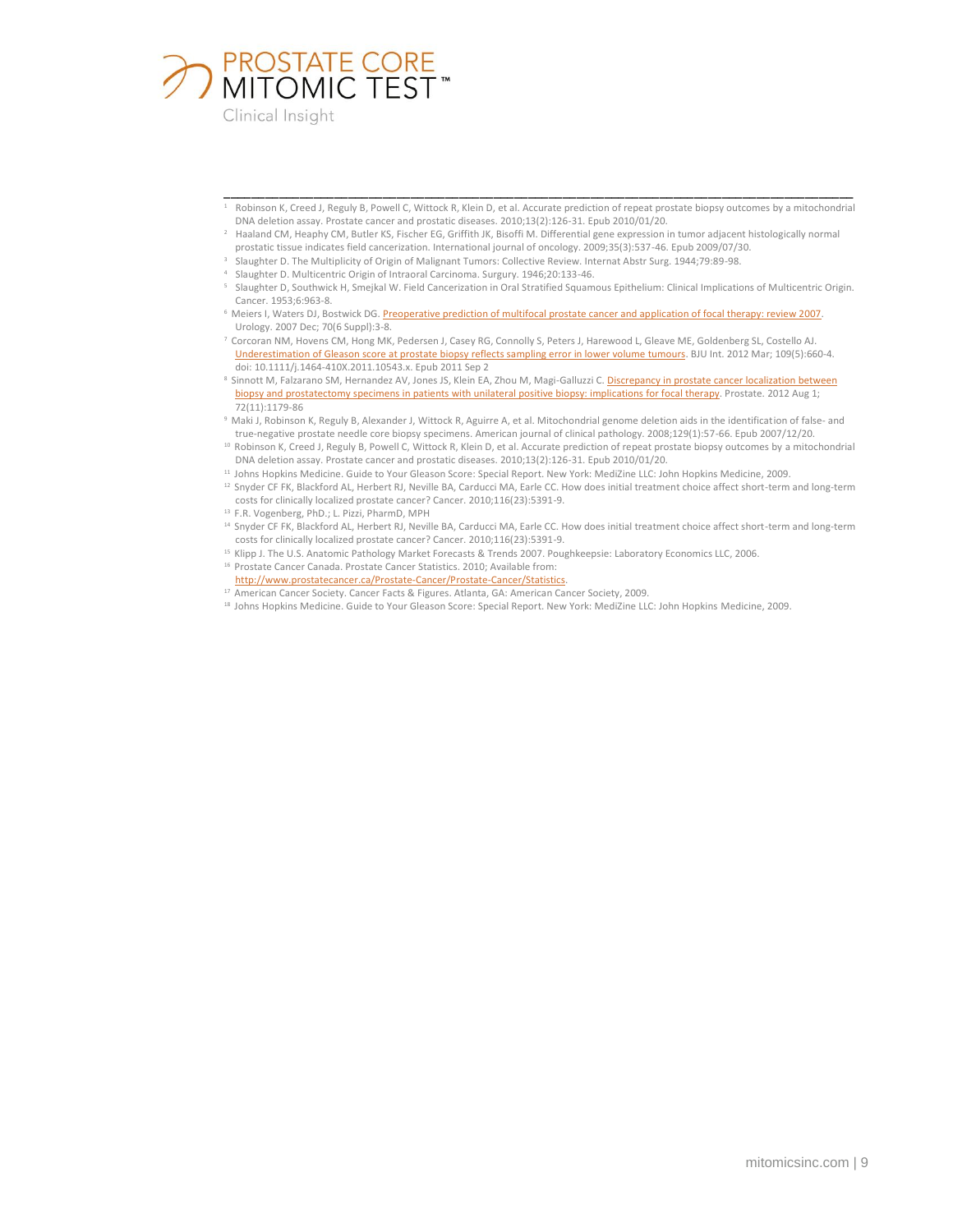[1] Robinson K, Creed J, Reguly B, Powell C, Wittock R, Klein D, et al. Accurate prediction of repeat prostate biopsy outcomes by a mitochondrial DNA deletion assay. Prostate cancer and prostatic diseases. 2010;13(2):126-31. Epub 2010/01/20.

[2] Haaland CM, Heaphy CM, Butler KS, Fischer EG, Griffith JK, Bisoffi M. Differential gene expression in tumor adjacent histologically normal prostatic tissue indicates field cancerization. International journal of oncology. 2009;35(3):537-46. Epub 2009/07/30.

[3] Slaughter D. The Multiplicity of Origin of Malignant Tumors: Collective Review. Internat Abstr Surg. 1944;79:89-98.

[4] Slaughter D. Multicentric Origin of Intraoral Carcinoma. Surgury. 1946;20:133-46.

[5] Slaughter D, Southwick H, Smejkal W. Field Cancerization in Oral Stratified Squamous Epithelium: Clinical Implications of Multicentric Origin. Cancer. 1953;6:963-8.

[6] Meiers I, Waters DJ, Bostwick DG. Preoperative prediction of multifocal prostate cancer and application of focal therapy: review 2007. Urology. 2007 Dec; 70(6 Suppl):3-8.

[7] Corcoran NM, Hovens CM, Hong MK, Pedersen J, Casey RG, Connolly S, Peters J, Harewood L, Gleave ME, Goldenberg SL, Costello AJ. Underestimation of Gleason score at prostate biopsy reflects sampling error in lower volume tumours. BJU Int. 2012 Mar; 109(5):660-4. doi: 10.1111/j.1464-410X.2011.10543.x. Epub 2011 Sep 2

[8] Sinnott M, Falzarano SM, Hernandez AV, Jones JS, Klein EA, Zhou M, Magi-Galluzzi C. Discrepancy in prostate cancer localization between biopsy and prostatectomy specimens in patients with unilateral positive biopsy: implications for focal therapy. Prostate. 2012 Aug 1; 72(11):1179-86

[9] Maki J, Robinson K, Reguly B, Alexander J, Wittock R, Aguirre A, et al. Mitochondrial genome deletion aids in the identification of false- and true-negative prostate needle core biopsy specimens. American journal of clinical pathology. 2008;129(1):57-66. Epub 2007/12/20.

[10] Robinson K, Creed J, Reguly B, Powell C, Wittock R, Klein D, et al. Accurate prediction of repeat prostate biopsy outcomes by a mitochondrial DNA deletion assay. Prostate cancer and prostatic diseases. 2010;13(2):126-31. Epub 2010/01/20.

[11] Johns Hopkins Medicine. Guide to Your Gleason Score: Special Report. New York: MediZine LLC: John Hopkins Medicine, 2009.

[12] Snyder CF FK, Blackford AL, Herbert RJ, Neville BA, Carducci MA, Earle CC. How does initial treatment choice affect short-term and long-term costs for clinically localized prostate cancer? Cancer. 2010;116(23):5391-9.

[13] F.R. Vogenberg, PhD.; L. Pizzi, PharmD, MPH

[14] Snyder CF FK, Blackford AL, Herbert RJ, Neville BA, Carducci MA, Earle CC. How does initial treatment choice affect short-term and long-term costs for clinically localized prostate cancer? Cancer. 2010;116(23):5391-9.

[15] Klipp J. The U.S. Anatomic Pathology Market Forecasts & Trends 2007. Poughkeepsie: Laboratory Economics LLC, 2006.

[16] Prostate Cancer Canada. Prostate Cancer Statistics. 2010; Available from: http://www.prostatecancer.ca/Prostate-Cancer/Prostate-Cancer/Statistics.

[17] American Cancer Society. Cancer Facts & Figures. Atlanta, GA: American Cancer Society, 2009.

[18] Johns Hopkins Medicine. Guide to Your Gleason Score: Special Report. New York: MediZine LLC: John Hopkins Medicine, 2009.